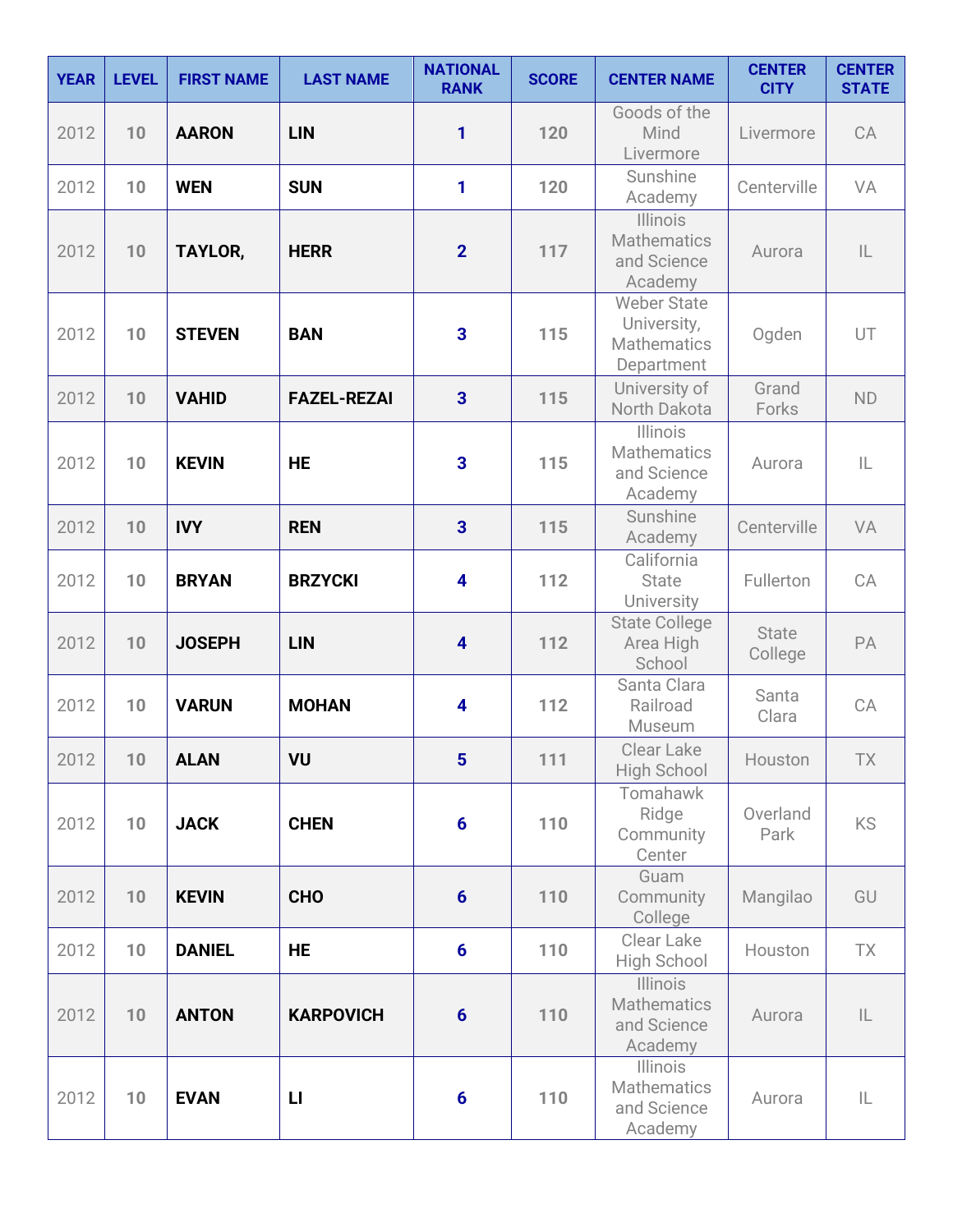| YEAR | LEVEL | FIRST NAME | LAST NAME | NATIONAL RANK | SCORE | CENTER NAME | CENTER CITY | CENTER STATE |
|---|---|---|---|---|---|---|---|---|
| 2012 | 10 | **AARON** | **LIN** | 1 | 120 | Goods of the Mind Livermore | Livermore | CA |
| 2012 | 10 | **WEN** | **SUN** | 1 | 120 | Sunshine Academy | Centerville | VA |
| 2012 | 10 | **TAYLOR,** | **HERR** | 2 | 117 | Illinois Mathematics and Science Academy | Aurora | IL |
| 2012 | 10 | **STEVEN** | **BAN** | 3 | 115 | Weber State University, Mathematics Department | Ogden | UT |
| 2012 | 10 | **VAHID** | **FAZEL-REZAI** | 3 | 115 | University of North Dakota | Grand Forks | ND |
| 2012 | 10 | **KEVIN** | **HE** | 3 | 115 | Illinois Mathematics and Science Academy | Aurora | IL |
| 2012 | 10 | **IVY** | **REN** | 3 | 115 | Sunshine Academy | Centerville | VA |
| 2012 | 10 | **BRYAN** | **BRZYCKI** | 4 | 112 | California State University | Fullerton | CA |
| 2012 | 10 | **JOSEPH** | **LIN** | 4 | 112 | State College Area High School | State College | PA |
| 2012 | 10 | **VARUN** | **MOHAN** | 4 | 112 | Santa Clara Railroad Museum | Santa Clara | CA |
| 2012 | 10 | **ALAN** | **VU** | 5 | 111 | Clear Lake High School | Houston | TX |
| 2012 | 10 | **JACK** | **CHEN** | 6 | 110 | Tomahawk Ridge Community Center | Overland Park | KS |
| 2012 | 10 | **KEVIN** | **CHO** | 6 | 110 | Guam Community College | Mangilao | GU |
| 2012 | 10 | **DANIEL** | **HE** | 6 | 110 | Clear Lake High School | Houston | TX |
| 2012 | 10 | **ANTON** | **KARPOVICH** | 6 | 110 | Illinois Mathematics and Science Academy | Aurora | IL |
| 2012 | 10 | **EVAN** | **LI** | 6 | 110 | Illinois Mathematics and Science Academy | Aurora | IL |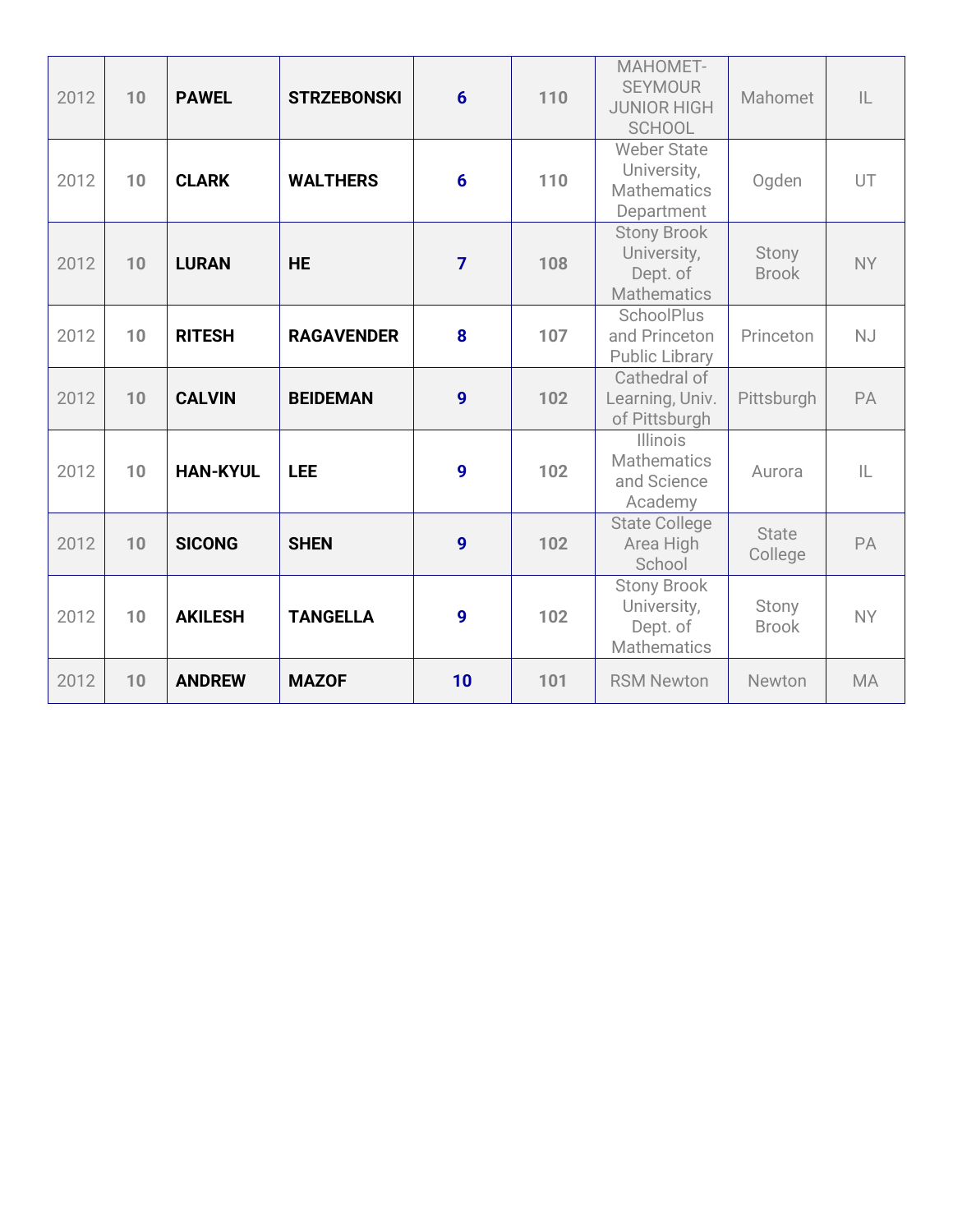| | | | | | | | | |
|---|---|---|---|---|---|---|---|---|
| 2012 | **10** | **PAWEL** | **STRZEBONSKI** | **6** | **110** | MAHOMET-SEYMOUR JUNIOR HIGH SCHOOL | Mahomet | IL |
| 2012 | **10** | **CLARK** | **WALTHERS** | **6** | **110** | Weber State University, Mathematics Department | Ogden | UT |
| 2012 | **10** | **LURAN** | **HE** | **7** | **108** | Stony Brook University, Dept. of Mathematics | Stony Brook | NY |
| 2012 | **10** | **RITESH** | **RAGAVENDER** | **8** | **107** | SchoolPlus and Princeton Public Library | Princeton | NJ |
| 2012 | **10** | **CALVIN** | **BEIDEMAN** | **9** | **102** | Cathedral of Learning, Univ. of Pittsburgh | Pittsburgh | PA |
| 2012 | **10** | **HAN-KYUL** | **LEE** | **9** | **102** | Illinois Mathematics and Science Academy | Aurora | IL |
| 2012 | **10** | **SICONG** | **SHEN** | **9** | **102** | State College Area High School | State College | PA |
| 2012 | **10** | **AKILESH** | **TANGELLA** | **9** | **102** | Stony Brook University, Dept. of Mathematics | Stony Brook | NY |
| 2012 | **10** | **ANDREW** | **MAZOF** | **10** | **101** | RSM Newton | Newton | MA |